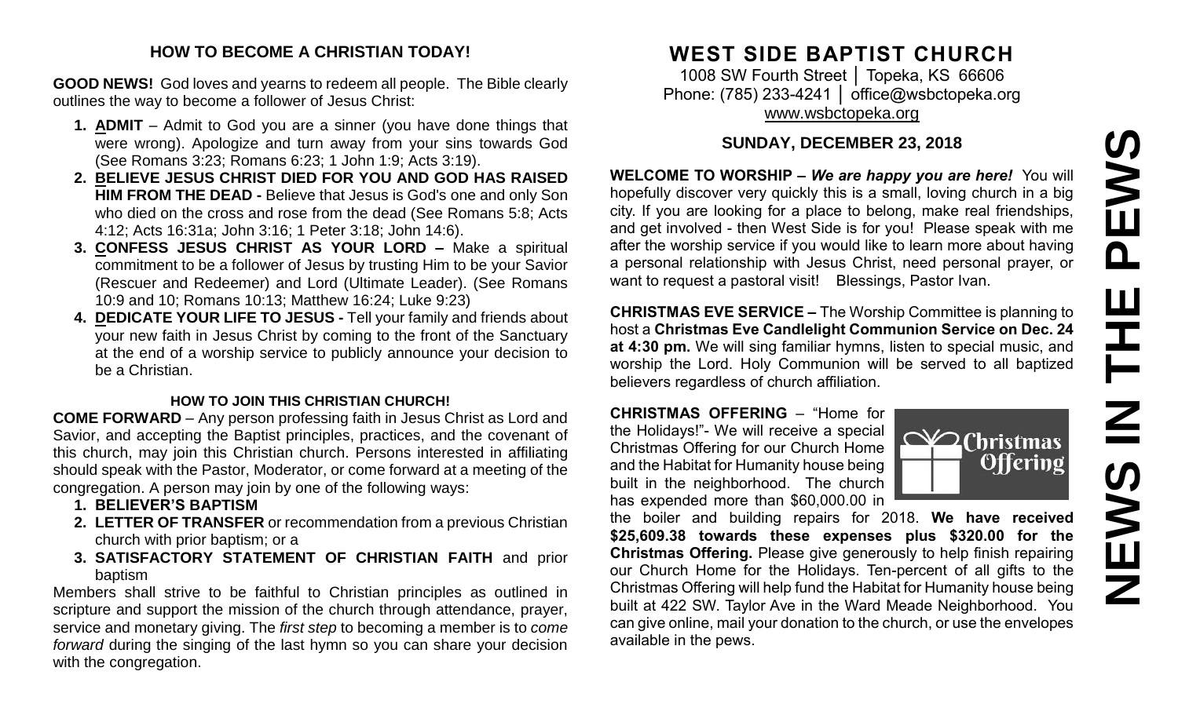## HOW TO BECOME A CHRISTIAN TODAY!

**GOOD NEWS!** God loves and yearns to redeem all people. The Bible clearly outlines the way to become a follower of Jesus Christ:

1. **ADMIT** – Admit to God you are a sinner (you have done things that were wrong). Apologize and turn away from your sins towards God (See Romans 3:23; Romans 6:23; 1 John 1:9; Acts 3:19).
2. **BELIEVE JESUS CHRIST DIED FOR YOU AND GOD HAS RAISED HIM FROM THE DEAD -** Believe that Jesus is God's one and only Son who died on the cross and rose from the dead (See Romans 5:8; Acts 4:12; Acts 16:31a; John 3:16; 1 Peter 3:18; John 14:6).
3. **CONFESS JESUS CHRIST AS YOUR LORD –** Make a spiritual commitment to be a follower of Jesus by trusting Him to be your Savior (Rescuer and Redeemer) and Lord (Ultimate Leader). (See Romans 10:9 and 10; Romans 10:13; Matthew 16:24; Luke 9:23)
4. **DEDICATE YOUR LIFE TO JESUS -** Tell your family and friends about your new faith in Jesus Christ by coming to the front of the Sanctuary at the end of a worship service to publicly announce your decision to be a Christian.

### HOW TO JOIN THIS CHRISTIAN CHURCH!

**COME FORWARD** – Any person professing faith in Jesus Christ as Lord and Savior, and accepting the Baptist principles, practices, and the covenant of this church, may join this Christian church. Persons interested in affiliating should speak with the Pastor, Moderator, or come forward at a meeting of the congregation. A person may join by one of the following ways:

1. **BELIEVER'S BAPTISM**
2. **LETTER OF TRANSFER** or recommendation from a previous Christian church with prior baptism; or a
3. **SATISFACTORY STATEMENT OF CHRISTIAN FAITH** and prior baptism

Members shall strive to be faithful to Christian principles as outlined in scripture and support the mission of the church through attendance, prayer, service and monetary giving. The *first step* to becoming a member is to *come forward* during the singing of the last hymn so you can share your decision with the congregation.

# WEST SIDE BAPTIST CHURCH

1008 SW Fourth Street │ Topeka, KS 66606
Phone: (785) 233-4241 │ office@wsbctopeka.org
www.wsbctopeka.org

### SUNDAY, DECEMBER 23, 2018

**WELCOME TO WORSHIP –** ***We are happy you are here!*** You will hopefully discover very quickly this is a small, loving church in a big city. If you are looking for a place to belong, make real friendships, and get involved - then West Side is for you! Please speak with me after the worship service if you would like to learn more about having a personal relationship with Jesus Christ, need personal prayer, or want to request a pastoral visit! Blessings, Pastor Ivan.

**CHRISTMAS EVE SERVICE –** The Worship Committee is planning to host a **Christmas Eve Candlelight Communion Service on Dec. 24 at 4:30 pm.** We will sing familiar hymns, listen to special music, and worship the Lord. Holy Communion will be served to all baptized believers regardless of church affiliation.

**CHRISTMAS OFFERING** – "Home for the Holidays!"- We will receive a special Christmas Offering for our Church Home and the Habitat for Humanity house being built in the neighborhood. The church has expended more than $60,000.00 in the boiler and building repairs for 2018. **We have received $25,609.38 towards these expenses plus $320.00 for the Christmas Offering.** Please give generously to help finish repairing our Church Home for the Holidays. Ten-percent of all gifts to the Christmas Offering will help fund the Habitat for Humanity house being built at 422 SW. Taylor Ave in the Ward Meade Neighborhood. You can give online, mail your donation to the church, or use the envelopes available in the pews.

# NEWS IN THE PEWS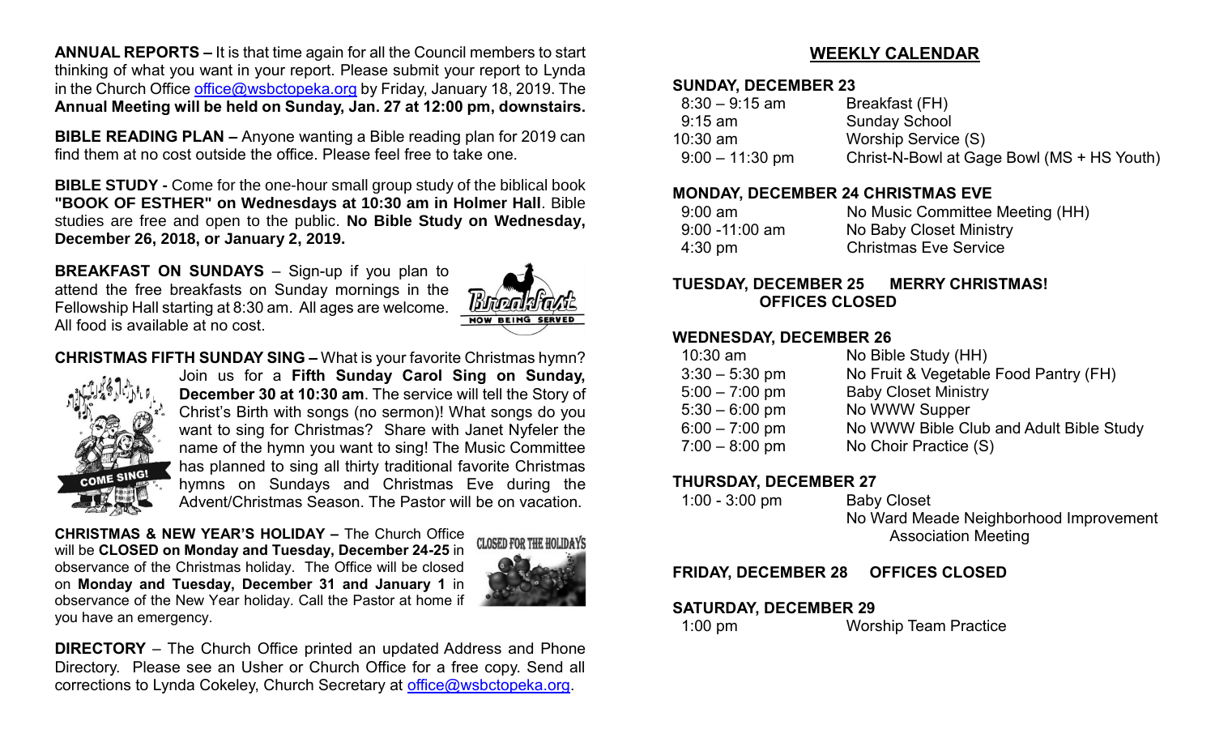**ANNUAL REPORTS –** It is that time again for all the Council members to start thinking of what you want in your report. Please submit your report to Lynda in the Church Office office@wsbctopeka.org by Friday, January 18, 2019. The **Annual Meeting will be held on Sunday, Jan. 27 at 12:00 pm, downstairs.**

**BIBLE READING PLAN –** Anyone wanting a Bible reading plan for 2019 can find them at no cost outside the office. Please feel free to take one.

**BIBLE STUDY -** Come for the one-hour small group study of the biblical book **"BOOK OF ESTHER" on Wednesdays at 10:30 am in Holmer Hall**. Bible studies are free and open to the public. **No Bible Study on Wednesday, December 26, 2018, or January 2, 2019.**

**BREAKFAST ON SUNDAYS** – Sign-up if you plan to attend the free breakfasts on Sunday mornings in the Fellowship Hall starting at 8:30 am. All ages are welcome. All food is available at no cost.

**CHRISTMAS FIFTH SUNDAY SING –** What is your favorite Christmas hymn? Join us for a **Fifth Sunday Carol Sing on Sunday, December 30 at 10:30 am**. The service will tell the Story of Christ's Birth with songs (no sermon)! What songs do you want to sing for Christmas? Share with Janet Nyfeler the name of the hymn you want to sing! The Music Committee has planned to sing all thirty traditional favorite Christmas hymns on Sundays and Christmas Eve during the Advent/Christmas Season. The Pastor will be on vacation.

**CHRISTMAS & NEW YEAR'S HOLIDAY –** The Church Office will be **CLOSED on Monday and Tuesday, December 24-25** in observance of the Christmas holiday. The Office will be closed on **Monday and Tuesday, December 31 and January 1** in observance of the New Year holiday. Call the Pastor at home if you have an emergency.

**DIRECTORY** – The Church Office printed an updated Address and Phone Directory. Please see an Usher or Church Office for a free copy. Send all corrections to Lynda Cokeley, Church Secretary at office@wsbctopeka.org.

## WEEKLY CALENDAR

**SUNDAY, DECEMBER 23**

| | |
|---|---|
| 8:30 – 9:15 am | Breakfast (FH) |
| 9:15 am | Sunday School |
| 10:30 am | Worship Service (S) |
| 9:00 – 11:30 pm | Christ-N-Bowl at Gage Bowl (MS + HS Youth) |

**MONDAY, DECEMBER 24 CHRISTMAS EVE**

| | |
|---|---|
| 9:00 am | No Music Committee Meeting (HH) |
| 9:00 -11:00 am | No Baby Closet Ministry |
| 4:30 pm | Christmas Eve Service |

**TUESDAY, DECEMBER 25 MERRY CHRISTMAS! OFFICES CLOSED**

**WEDNESDAY, DECEMBER 26**

| | |
|---|---|
| 10:30 am | No Bible Study (HH) |
| 3:30 – 5:30 pm | No Fruit & Vegetable Food Pantry (FH) |
| 5:00 – 7:00 pm | Baby Closet Ministry |
| 5:30 – 6:00 pm | No WWW Supper |
| 6:00 – 7:00 pm | No WWW Bible Club and Adult Bible Study |
| 7:00 – 8:00 pm | No Choir Practice (S) |

**THURSDAY, DECEMBER 27**

| | |
|---|---|
| 1:00 - 3:00 pm | Baby Closet |
| | No Ward Meade Neighborhood Improvement Association Meeting |

**FRIDAY, DECEMBER 28 OFFICES CLOSED**

**SATURDAY, DECEMBER 29**

| | |
|---|---|
| 1:00 pm | Worship Team Practice |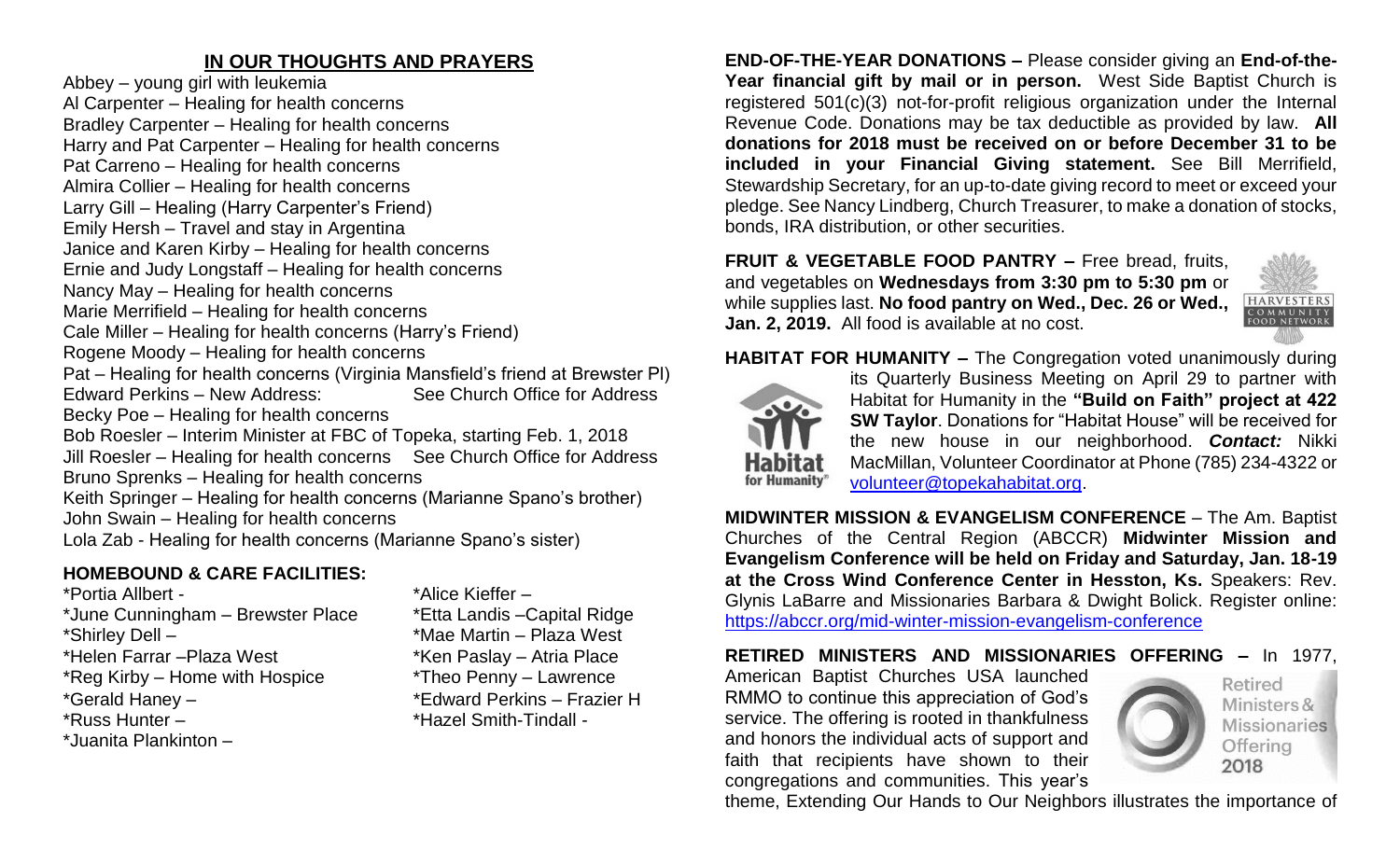## IN OUR THOUGHTS AND PRAYERS

Abbey – young girl with leukemia
Al Carpenter – Healing for health concerns
Bradley Carpenter – Healing for health concerns
Harry and Pat Carpenter – Healing for health concerns
Pat Carreno – Healing for health concerns
Almira Collier – Healing for health concerns
Larry Gill – Healing (Harry Carpenter's Friend)
Emily Hersh – Travel and stay in Argentina
Janice and Karen Kirby – Healing for health concerns
Ernie and Judy Longstaff – Healing for health concerns
Nancy May – Healing for health concerns
Marie Merrifield – Healing for health concerns
Cale Miller – Healing for health concerns (Harry's Friend)
Rogene Moody – Healing for health concerns
Pat – Healing for health concerns (Virginia Mansfield's friend at Brewster Pl)
Edward Perkins – New Address: See Church Office for Address
Becky Poe – Healing for health concerns
Bob Roesler – Interim Minister at FBC of Topeka, starting Feb. 1, 2018
Jill Roesler – Healing for health concerns See Church Office for Address
Bruno Sprenks – Healing for health concerns
Keith Springer – Healing for health concerns (Marianne Spano's brother)
John Swain – Healing for health concerns
Lola Zab - Healing for health concerns (Marianne Spano's sister)

### HOMEBOUND & CARE FACILITIES:

*Portia Allbert -
*June Cunningham – Brewster Place
*Shirley Dell –
*Helen Farrar –Plaza West
*Reg Kirby – Home with Hospice
*Gerald Haney –
*Russ Hunter –
*Juanita Plankinton –
*Alice Kieffer –
*Etta Landis –Capital Ridge
*Mae Martin – Plaza West
*Ken Paslay – Atria Place
*Theo Penny – Lawrence
*Edward Perkins – Frazier H
*Hazel Smith-Tindall -

**END-OF-THE-YEAR DONATIONS –** Please consider giving an **End-of-the-Year financial gift by mail or in person.** West Side Baptist Church is registered 501(c)(3) not-for-profit religious organization under the Internal Revenue Code. Donations may be tax deductible as provided by law. **All donations for 2018 must be received on or before December 31 to be included in your Financial Giving statement.** See Bill Merrifield, Stewardship Secretary, for an up-to-date giving record to meet or exceed your pledge. See Nancy Lindberg, Church Treasurer, to make a donation of stocks, bonds, IRA distribution, or other securities.

**FRUIT & VEGETABLE FOOD PANTRY –** Free bread, fruits, and vegetables on **Wednesdays from 3:30 pm to 5:30 pm** or while supplies last. **No food pantry on Wed., Dec. 26 or Wed., Jan. 2, 2019.** All food is available at no cost.

**HABITAT FOR HUMANITY –** The Congregation voted unanimously during its Quarterly Business Meeting on April 29 to partner with Habitat for Humanity in the **"Build on Faith" project at 422 SW Taylor**. Donations for "Habitat House" will be received for the new house in our neighborhood. ***Contact:*** Nikki MacMillan, Volunteer Coordinator at Phone (785) 234-4322 or volunteer@topekahabitat.org.

**MIDWINTER MISSION & EVANGELISM CONFERENCE** – The Am. Baptist Churches of the Central Region (ABCCR) **Midwinter Mission and Evangelism Conference will be held on Friday and Saturday, Jan. 18-19 at the Cross Wind Conference Center in Hesston, Ks.** Speakers: Rev. Glynis LaBarre and Missionaries Barbara & Dwight Bolick. Register online: https://abccr.org/mid-winter-mission-evangelism-conference

**RETIRED MINISTERS AND MISSIONARIES OFFERING –** In 1977, American Baptist Churches USA launched RMMO to continue this appreciation of God's service. The offering is rooted in thankfulness and honors the individual acts of support and faith that recipients have shown to their congregations and communities. This year's theme, Extending Our Hands to Our Neighbors illustrates the importance of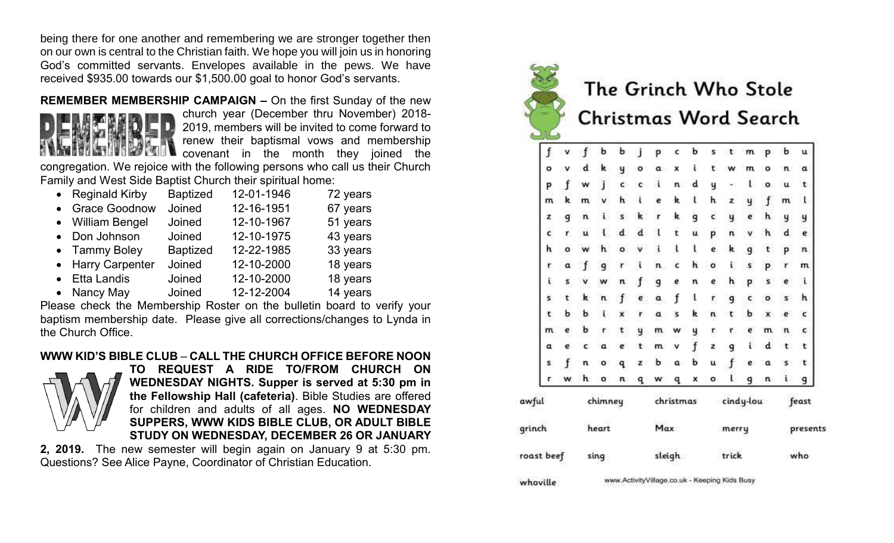being there for one another and remembering we are stronger together then on our own is central to the Christian faith. We hope you will join us in honoring God's committed servants. Envelopes available in the pews. We have received $935.00 towards our $1,500.00 goal to honor God's servants.

**REMEMBER MEMBERSHIP CAMPAIGN –** On the first Sunday of the new church year (December thru November) 2018-2019, members will be invited to come forward to renew their baptismal vows and membership covenant in the month they joined the congregation. We rejoice with the following persons who call us their Church Family and West Side Baptist Church their spiritual home:

| | | | |
|---|---|---|---|
| • Reginald Kirby | Baptized | 12-01-1946 | 72 years |
| • Grace Goodnow | Joined | 12-16-1951 | 67 years |
| • William Bengel | Joined | 12-10-1967 | 51 years |
| • Don Johnson | Joined | 12-10-1975 | 43 years |
| • Tammy Boley | Baptized | 12-22-1985 | 33 years |
| • Harry Carpenter | Joined | 12-10-2000 | 18 years |
| • Etta Landis | Joined | 12-10-2000 | 18 years |
| • Nancy May | Joined | 12-12-2004 | 14 years |

Please check the Membership Roster on the bulletin board to verify your baptism membership date. Please give all corrections/changes to Lynda in the Church Office.

**WWW KID'S BIBLE CLUB – CALL THE CHURCH OFFICE BEFORE NOON TO REQUEST A RIDE TO/FROM CHURCH ON WEDNESDAY NIGHTS. Supper is served at 5:30 pm in the Fellowship Hall (cafeteria)**. Bible Studies are offered for children and adults of all ages. **NO WEDNESDAY SUPPERS, WWW KIDS BIBLE CLUB, OR ADULT BIBLE STUDY ON WEDNESDAY, DECEMBER 26 OR JANUARY 2, 2019.** The new semester will begin again on January 9 at 5:30 pm. Questions? See Alice Payne, Coordinator of Christian Education.

## The Grinch Who Stole Christmas Word Search

| | | | | | | | | | | | | | | |
|---|---|---|---|---|---|---|---|---|---|---|---|---|---|---|
| f | v | f | b | b | j | p | c | b | s | t | m | p | b | u |
| o | v | d | k | y | o | a | x | i | t | w | m | o | n | a |
| p | f | w | j | c | c | i | n | d | y | - | l | o | u | t |
| m | k | m | v | h | i | e | k | l | h | z | y | f | m | l |
| z | g | n | i | s | k | r | k | g | c | y | e | h | y | y |
| c | r | u | l | d | d | l | t | u | p | n | v | h | d | e |
| h | o | w | h | o | v | i | l | l | e | k | g | t | p | n |
| r | a | f | g | r | i | n | c | h | o | i | s | p | r | m |
| i | s | v | w | n | f | g | e | n | e | h | p | s | e | i |
| s | t | k | n | f | e | a | f | l | r | g | c | o | s | h |
| t | b | b | i | x | r | a | s | k | n | t | b | x | e | c |
| m | e | b | r | t | y | m | w | y | r | r | e | m | n | c |
| a | e | c | a | e | t | m | v | f | z | g | i | d | t | t |
| s | f | n | o | q | z | b | a | b | u | f | e | a | s | t |
| r | w | h | o | n | q | w | q | x | o | l | g | n | i | g |

awful — chimney — christmas — cindy-lou — feast

grinch — heart — Max — merry — presents

roast beef — sing — sleigh — trick — who

whoville

www.ActivityVillage.co.uk - Keeping Kids Busy